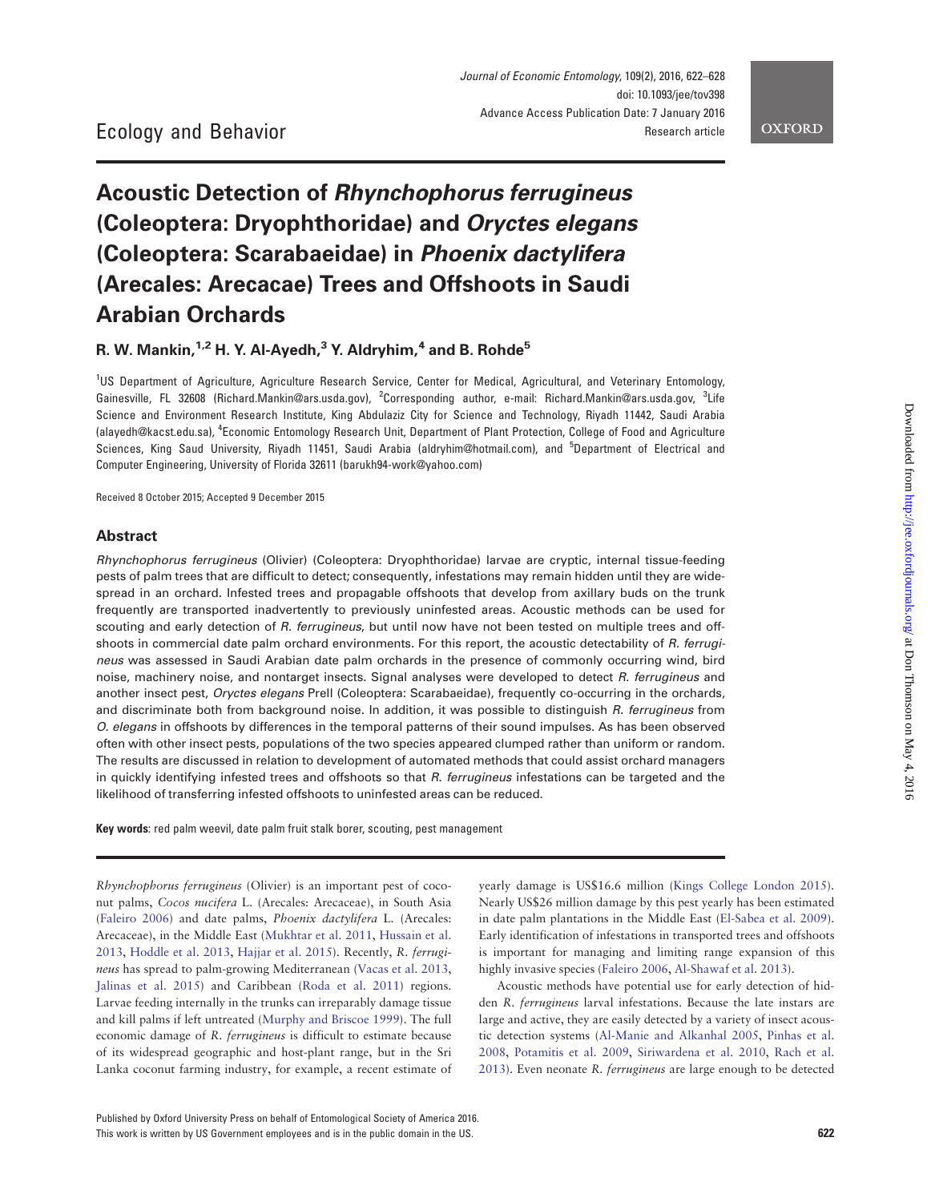Ecology and Behavior

# Acoustic Detection of *Rhynchophorus ferrugineus* (Coleoptera: Dryophthoridae) and *Oryctes elegans* (Coleoptera: Scarabaeidae) in *Phoenix dactylifera* (Arecales: Arecacae) Trees and Offshoots in Saudi Arabian Orchards

**R. W. Mankin,[1,2] H. Y. Al-Ayedh,[3] Y. Aldryhim,[4] and B. Rohde[5]**

[1]US Department of Agriculture, Agriculture Research Service, Center for Medical, Agricultural, and Veterinary Entomology, Gainesville, FL 32608 (Richard.Mankin@ars.usda.gov), [2]Corresponding author, e-mail: Richard.Mankin@ars.usda.gov, [3]Life Science and Environment Research Institute, King Abdulaziz City for Science and Technology, Riyadh 11442, Saudi Arabia (alayedh@kacst.edu.sa), [4]Economic Entomology Research Unit, Department of Plant Protection, College of Food and Agriculture Sciences, King Saud University, Riyadh 11451, Saudi Arabia (aldryhim@hotmail.com), and [5]Department of Electrical and Computer Engineering, University of Florida 32611 (barukh94-work@yahoo.com)

Received 8 October 2015; Accepted 9 December 2015

## Abstract

*Rhynchophorus ferrugineus* (Olivier) (Coleoptera: Dryophthoridae) larvae are cryptic, internal tissue-feeding pests of palm trees that are difficult to detect; consequently, infestations may remain hidden until they are widespread in an orchard. Infested trees and propagable offshoots that develop from axillary buds on the trunk frequently are transported inadvertently to previously uninfested areas. Acoustic methods can be used for scouting and early detection of *R. ferrugineus*, but until now have not been tested on multiple trees and offshoots in commercial date palm orchard environments. For this report, the acoustic detectability of *R. ferrugineus* was assessed in Saudi Arabian date palm orchards in the presence of commonly occurring wind, bird noise, machinery noise, and nontarget insects. Signal analyses were developed to detect *R. ferrugineus* and another insect pest, *Oryctes elegans* Prell (Coleoptera: Scarabaeidae), frequently co-occurring in the orchards, and discriminate both from background noise. In addition, it was possible to distinguish *R. ferrugineus* from *O. elegans* in offshoots by differences in the temporal patterns of their sound impulses. As has been observed often with other insect pests, populations of the two species appeared clumped rather than uniform or random. The results are discussed in relation to development of automated methods that could assist orchard managers in quickly identifying infested trees and offshoots so that *R. ferrugineus* infestations can be targeted and the likelihood of transferring infested offshoots to uninfested areas can be reduced.

**Key words**: red palm weevil, date palm fruit stalk borer, scouting, pest management

*Rhynchophorus ferrugineus* (Olivier) is an important pest of coconut palms, *Cocos nucifera* L. (Arecales: Arecaceae), in South Asia (Faleiro 2006) and date palms, *Phoenix dactylifera* L. (Arecales: Arecaceae), in the Middle East (Mukhtar et al. 2011, Hussain et al. 2013, Hoddle et al. 2013, Hajjar et al. 2015). Recently, *R. ferrugineus* has spread to palm-growing Mediterranean (Vacas et al. 2013, Jalinas et al. 2015) and Caribbean (Roda et al. 2011) regions. Larvae feeding internally in the trunks can irreparably damage tissue and kill palms if left untreated (Murphy and Briscoe 1999). The full economic damage of *R. ferrugineus* is difficult to estimate because of its widespread geographic and host-plant range, but in the Sri Lanka coconut farming industry, for example, a recent estimate of yearly damage is US$16.6 million (Kings College London 2015). Nearly US$26 million damage by this pest yearly has been estimated in date palm plantations in the Middle East (El-Sabea et al. 2009). Early identification of infestations in transported trees and offshoots is important for managing and limiting range expansion of this highly invasive species (Faleiro 2006, Al-Shawaf et al. 2013).

Acoustic methods have potential use for early detection of hidden *R. ferrugineus* larval infestations. Because the late instars are large and active, they are easily detected by a variety of insect acoustic detection systems (Al-Manie and Alkanhal 2005, Pinhas et al. 2008, Potamitis et al. 2009, Siriwardena et al. 2010, Rach et al. 2013). Even neonate *R. ferrugineus* are large enough to be detected

Published by Oxford University Press on behalf of Entomological Society of America 2016.
This work is written by US Government employees and is in the public domain in the US.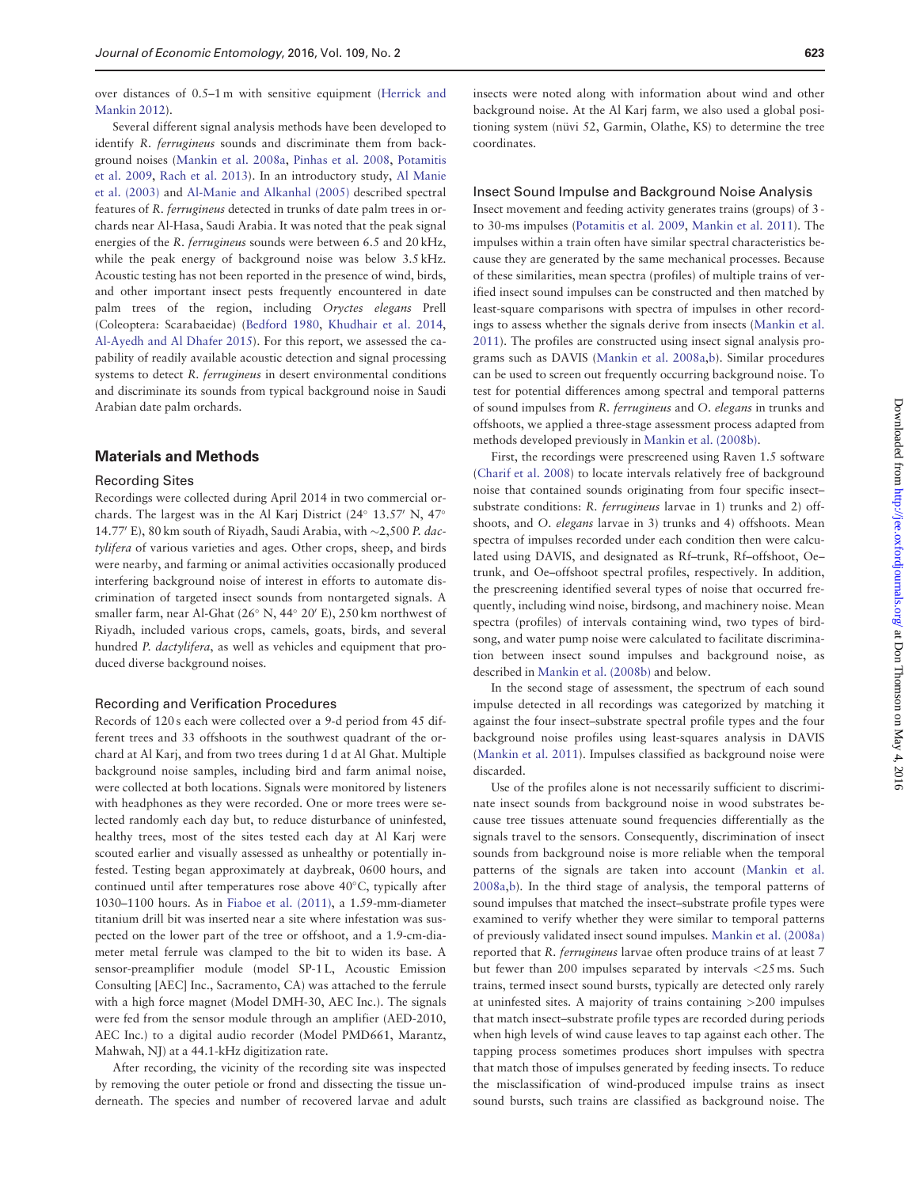over distances of 0.5–1 m with sensitive equipment (Herrick and Mankin 2012).

Several different signal analysis methods have been developed to identify *R. ferrugineus* sounds and discriminate them from background noises (Mankin et al. 2008a, Pinhas et al. 2008, Potamitis et al. 2009, Rach et al. 2013). In an introductory study, Al Manie et al. (2003) and Al-Manie and Alkanhal (2005) described spectral features of *R. ferrugineus* detected in trunks of date palm trees in orchards near Al-Hasa, Saudi Arabia. It was noted that the peak signal energies of the *R. ferrugineus* sounds were between 6.5 and 20 kHz, while the peak energy of background noise was below 3.5 kHz. Acoustic testing has not been reported in the presence of wind, birds, and other important insect pests frequently encountered in date palm trees of the region, including *Oryctes elegans* Prell (Coleoptera: Scarabaeidae) (Bedford 1980, Khudhair et al. 2014, Al-Ayedh and Al Dhafer 2015). For this report, we assessed the capability of readily available acoustic detection and signal processing systems to detect *R. ferrugineus* in desert environmental conditions and discriminate its sounds from typical background noise in Saudi Arabian date palm orchards.

## Materials and Methods

### Recording Sites

Recordings were collected during April 2014 in two commercial orchards. The largest was in the Al Karj District (24° 13.57′ N, 47° 14.77′ E), 80 km south of Riyadh, Saudi Arabia, with ~2,500 *P. dactylifera* of various varieties and ages. Other crops, sheep, and birds were nearby, and farming or animal activities occasionally produced interfering background noise of interest in efforts to automate discrimination of targeted insect sounds from nontargeted signals. A smaller farm, near Al-Ghat (26° N, 44° 20′ E), 250 km northwest of Riyadh, included various crops, camels, goats, birds, and several hundred *P. dactylifera*, as well as vehicles and equipment that produced diverse background noises.

### Recording and Verification Procedures

Records of 120 s each were collected over a 9-d period from 45 different trees and 33 offshoots in the southwest quadrant of the orchard at Al Karj, and from two trees during 1 d at Al Ghat. Multiple background noise samples, including bird and farm animal noise, were collected at both locations. Signals were monitored by listeners with headphones as they were recorded. One or more trees were selected randomly each day but, to reduce disturbance of uninfested, healthy trees, most of the sites tested each day at Al Karj were scouted earlier and visually assessed as unhealthy or potentially infested. Testing began approximately at daybreak, 0600 hours, and continued until after temperatures rose above 40°C, typically after 1030–1100 hours. As in Fiaboe et al. (2011), a 1.59-mm-diameter titanium drill bit was inserted near a site where infestation was suspected on the lower part of the tree or offshoot, and a 1.9-cm-diameter metal ferrule was clamped to the bit to widen its base. A sensor-preamplifier module (model SP-1 L, Acoustic Emission Consulting [AEC] Inc., Sacramento, CA) was attached to the ferrule with a high force magnet (Model DMH-30, AEC Inc.). The signals were fed from the sensor module through an amplifier (AED-2010, AEC Inc.) to a digital audio recorder (Model PMD661, Marantz, Mahwah, NJ) at a 44.1-kHz digitization rate.

After recording, the vicinity of the recording site was inspected by removing the outer petiole or frond and dissecting the tissue underneath. The species and number of recovered larvae and adult insects were noted along with information about wind and other background noise. At the Al Karj farm, we also used a global positioning system (nüvi 52, Garmin, Olathe, KS) to determine the tree coordinates.

### Insect Sound Impulse and Background Noise Analysis

Insect movement and feeding activity generates trains (groups) of 3- to 30-ms impulses (Potamitis et al. 2009, Mankin et al. 2011). The impulses within a train often have similar spectral characteristics because they are generated by the same mechanical processes. Because of these similarities, mean spectra (profiles) of multiple trains of verified insect sound impulses can be constructed and then matched by least-square comparisons with spectra of impulses in other recordings to assess whether the signals derive from insects (Mankin et al. 2011). The profiles are constructed using insect signal analysis programs such as DAVIS (Mankin et al. 2008a,b). Similar procedures can be used to screen out frequently occurring background noise. To test for potential differences among spectral and temporal patterns of sound impulses from *R. ferrugineus* and *O. elegans* in trunks and offshoots, we applied a three-stage assessment process adapted from methods developed previously in Mankin et al. (2008b).

First, the recordings were prescreened using Raven 1.5 software (Charif et al. 2008) to locate intervals relatively free of background noise that contained sounds originating from four specific insect–substrate conditions: *R. ferrugineus* larvae in 1) trunks and 2) offshoots, and *O. elegans* larvae in 3) trunks and 4) offshoots. Mean spectra of impulses recorded under each condition then were calculated using DAVIS, and designated as Rf–trunk, Rf–offshoot, Oe–trunk, and Oe–offshoot spectral profiles, respectively. In addition, the prescreening identified several types of noise that occurred frequently, including wind noise, birdsong, and machinery noise. Mean spectra (profiles) of intervals containing wind, two types of birdsong, and water pump noise were calculated to facilitate discrimination between insect sound impulses and background noise, as described in Mankin et al. (2008b) and below.

In the second stage of assessment, the spectrum of each sound impulse detected in all recordings was categorized by matching it against the four insect–substrate spectral profile types and the four background noise profiles using least-squares analysis in DAVIS (Mankin et al. 2011). Impulses classified as background noise were discarded.

Use of the profiles alone is not necessarily sufficient to discriminate insect sounds from background noise in wood substrates because tree tissues attenuate sound frequencies differentially as the signals travel to the sensors. Consequently, discrimination of insect sounds from background noise is more reliable when the temporal patterns of the signals are taken into account (Mankin et al. 2008a,b). In the third stage of analysis, the temporal patterns of sound impulses that matched the insect–substrate profile types were examined to verify whether they were similar to temporal patterns of previously validated insect sound impulses. Mankin et al. (2008a) reported that *R. ferrugineus* larvae often produce trains of at least 7 but fewer than 200 impulses separated by intervals <25 ms. Such trains, termed insect sound bursts, typically are detected only rarely at uninfested sites. A majority of trains containing >200 impulses that match insect–substrate profile types are recorded during periods when high levels of wind cause leaves to tap against each other. The tapping process sometimes produces short impulses with spectra that match those of impulses generated by feeding insects. To reduce the misclassification of wind-produced impulse trains as insect sound bursts, such trains are classified as background noise. The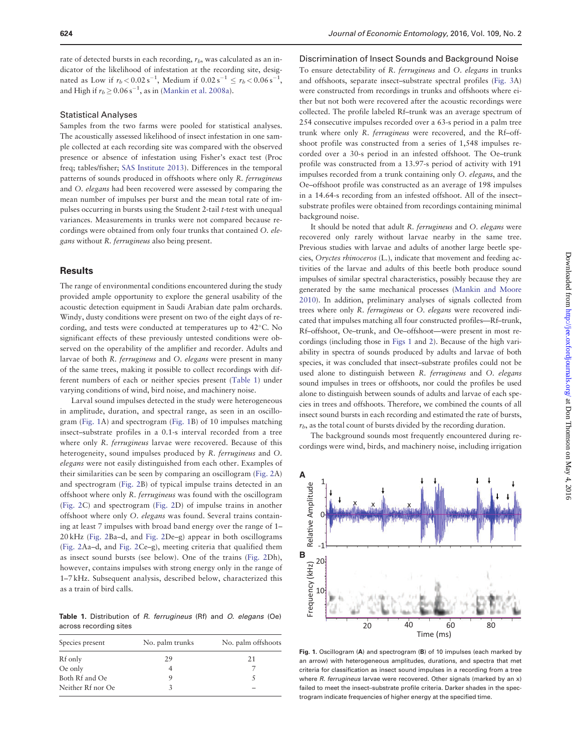rate of detected bursts in each recording, $r_b$, was calculated as an indicator of the likelihood of infestation at the recording site, designated as Low if $r_b < 0.02\ \mathrm{s}^{-1}$, Medium if $0.02\ \mathrm{s}^{-1} \leq r_b < 0.06\ \mathrm{s}^{-1}$, and High if $r_b \geq 0.06\ \mathrm{s}^{-1}$, as in (Mankin et al. 2008a).

### Statistical Analyses

Samples from the two farms were pooled for statistical analyses. The acoustically assessed likelihood of insect infestation in one sample collected at each recording site was compared with the observed presence or absence of infestation using Fisher's exact test (Proc freq; tables/fisher; SAS Institute 2013). Differences in the temporal patterns of sounds produced in offshoots where only *R. ferrugineus* and *O. elegans* had been recovered were assessed by comparing the mean number of impulses per burst and the mean total rate of impulses occurring in bursts using the Student 2-tail *t*-test with unequal variances. Measurements in trunks were not compared because recordings were obtained from only four trunks that contained *O. elegans* without *R. ferrugineus* also being present.

## Results

The range of environmental conditions encountered during the study provided ample opportunity to explore the general usability of the acoustic detection equipment in Saudi Arabian date palm orchards. Windy, dusty conditions were present on two of the eight days of recording, and tests were conducted at temperatures up to 42°C. No significant effects of these previously untested conditions were observed on the operability of the amplifier and recorder. Adults and larvae of both *R. ferrugineus* and *O. elegans* were present in many of the same trees, making it possible to collect recordings with different numbers of each or neither species present (Table 1) under varying conditions of wind, bird noise, and machinery noise.

Larval sound impulses detected in the study were heterogeneous in amplitude, duration, and spectral range, as seen in an oscillogram (Fig. 1A) and spectrogram (Fig. 1B) of 10 impulses matching insect–substrate profiles in a 0.1-s interval recorded from a tree where only *R. ferrugineus* larvae were recovered. Because of this heterogeneity, sound impulses produced by *R. ferrugineus* and *O. elegans* were not easily distinguished from each other. Examples of their similarities can be seen by comparing an oscillogram (Fig. 2A) and spectrogram (Fig. 2B) of typical impulse trains detected in an offshoot where only *R. ferrugineus* was found with the oscillogram (Fig. 2C) and spectrogram (Fig. 2D) of impulse trains in another offshoot where only *O. elegans* was found. Several trains containing at least 7 impulses with broad band energy over the range of 1–20 kHz (Fig. 2Ba–d, and Fig. 2De–g) appear in both oscillograms (Fig. 2Aa–d, and Fig. 2Ce–g), meeting criteria that qualified them as insect sound bursts (see below). One of the trains (Fig. 2Dh), however, contains impulses with strong energy only in the range of 1–7 kHz. Subsequent analysis, described below, characterized this as a train of bird calls.

**Table 1.** Distribution of *R. ferrugineus* (Rf) and *O. elegans* (Oe) across recording sites

| Species present | No. palm trunks | No. palm offshoots |
|---|---|---|
| Rf only | 29 | 21 |
| Oe only | 4 | 7 |
| Both Rf and Oe | 9 | 5 |
| Neither Rf nor Oe | 3 | – |

### Discrimination of Insect Sounds and Background Noise

To ensure detectability of *R. ferrugineus* and *O. elegans* in trunks and offshoots, separate insect–substrate spectral profiles (Fig. 3A) were constructed from recordings in trunks and offshoots where either but not both were recovered after the acoustic recordings were collected. The profile labeled Rf–trunk was an average spectrum of 254 consecutive impulses recorded over a 63-s period in a palm tree trunk where only *R. ferrugineus* were recovered, and the Rf–offshoot profile was constructed from a series of 1,548 impulses recorded over a 30-s period in an infested offshoot. The Oe–trunk profile was constructed from a 13.97-s period of activity with 191 impulses recorded from a trunk containing only *O. elegans*, and the Oe–offshoot profile was constructed as an average of 198 impulses in a 14.64-s recording from an infested offshoot. All of the insect–substrate profiles were obtained from recordings containing minimal background noise.

It should be noted that adult *R. ferrugineus* and *O. elegans* were recovered only rarely without larvae nearby in the same tree. Previous studies with larvae and adults of another large beetle species, *Oryctes rhinoceros* (L.), indicate that movement and feeding activities of the larvae and adults of this beetle both produce sound impulses of similar spectral characteristics, possibly because they are generated by the same mechanical processes (Mankin and Moore 2010). In addition, preliminary analyses of signals collected from trees where only *R. ferrugineus* or *O. elegans* were recovered indicated that impulses matching all four constructed profiles—Rf–trunk, Rf–offshoot, Oe–trunk, and Oe–offshoot—were present in most recordings (including those in Figs 1 and 2). Because of the high variability in spectra of sounds produced by adults and larvae of both species, it was concluded that insect–substrate profiles could not be used alone to distinguish between *R. ferrugineus* and *O. elegans* sound impulses in trees or offshoots, nor could the profiles be used alone to distinguish between sounds of adults and larvae of each species in trees and offshoots. Therefore, we combined the counts of all insect sound bursts in each recording and estimated the rate of bursts, $r_b$, as the total count of bursts divided by the recording duration.

The background sounds most frequently encountered during recordings were wind, birds, and machinery noise, including irrigation

**Fig. 1.** Oscillogram (**A**) and spectrogram (**B**) of 10 impulses (each marked by an arrow) with heterogeneous amplitudes, durations, and spectra that met criteria for classification as insect sound impulses in a recording from a tree where *R. ferrugineus* larvae were recovered. Other signals (marked by an x) failed to meet the insect–substrate profile criteria. Darker shades in the spectrogram indicate frequencies of higher energy at the specified time.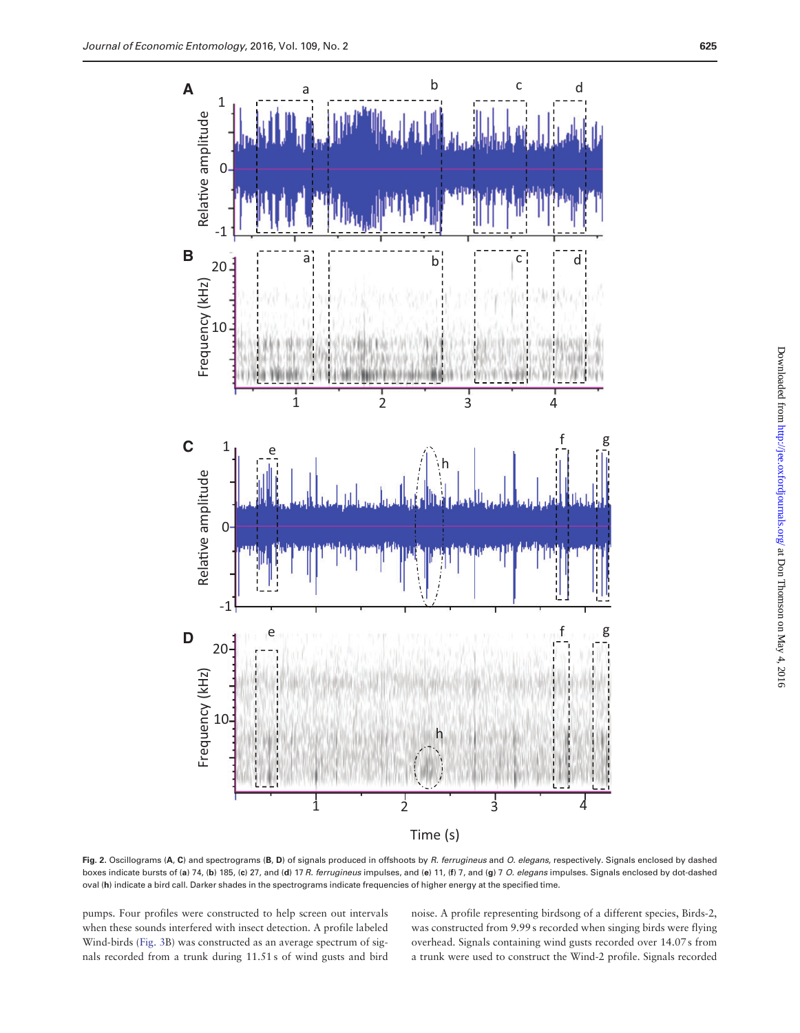Fig. 2. Oscillograms (**A**, **C**) and spectrograms (**B**, **D**) of signals produced in offshoots by *R. ferrugineus* and *O. elegans*, respectively. Signals enclosed by dashed boxes indicate bursts of (**a**) 74, (**b**) 185, (**c**) 27, and (**d**) 17 *R. ferrugineus* impulses, and (**e**) 11, (**f**) 7, and (**g**) 7 *O. elegans* impulses. Signals enclosed by dot-dashed oval (**h**) indicate a bird call. Darker shades in the spectrograms indicate frequencies of higher energy at the specified time.

pumps. Four profiles were constructed to help screen out intervals when these sounds interfered with insect detection. A profile labeled Wind-birds (Fig. 3B) was constructed as an average spectrum of signals recorded from a trunk during 11.51 s of wind gusts and bird noise. A profile representing birdsong of a different species, Birds-2, was constructed from 9.99 s recorded when singing birds were flying overhead. Signals containing wind gusts recorded over 14.07 s from a trunk were used to construct the Wind-2 profile. Signals recorded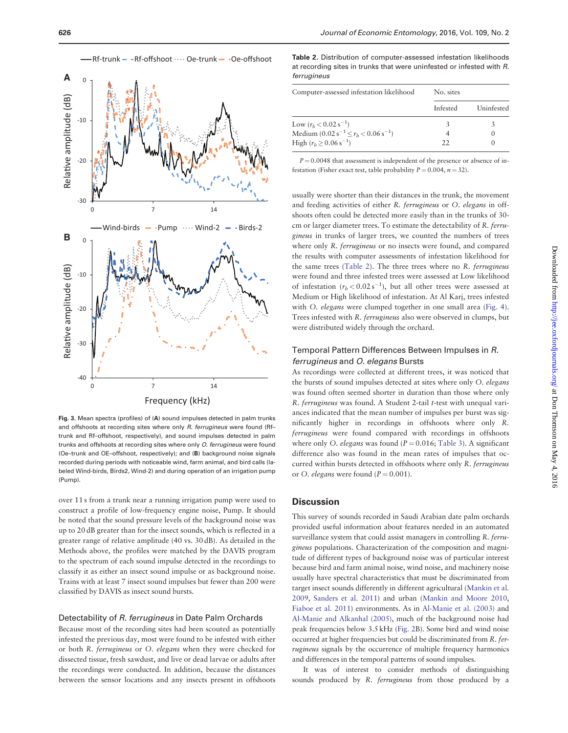Fig. 3. Mean spectra (profiles) of (**A**) sound impulses detected in palm trunks and offshoots at recording sites where only *R. ferrugineus* were found (Rf–trunk and Rf–offshoot, respectively), and sound impulses detected in palm trunks and offshoots at recording sites where only *O. ferrugineus* were found (Oe–trunk and OE–offshoot, respectively); and (**B**) background noise signals recorded during periods with noticeable wind, farm animal, and bird calls (labeled Wind-birds, Birds2, Wind-2) and during operation of an irrigation pump (Pump).

over 11 s from a trunk near a running irrigation pump were used to construct a profile of low-frequency engine noise, Pump. It should be noted that the sound pressure levels of the background noise was up to 20 dB greater than for the insect sounds, which is reflected in a greater range of relative amplitude (40 vs. 30 dB). As detailed in the Methods above, the profiles were matched by the DAVIS program to the spectrum of each sound impulse detected in the recordings to classify it as either an insect sound impulse or as background noise. Trains with at least 7 insect sound impulses but fewer than 200 were classified by DAVIS as insect sound bursts.

### Detectability of *R. ferrugineus* in Date Palm Orchards

Because most of the recording sites had been scouted as potentially infested the previous day, most were found to be infested with either or both *R. ferrugineus* or *O. elegans* when they were checked for dissected tissue, fresh sawdust, and live or dead larvae or adults after the recordings were conducted. In addition, because the distances between the sensor locations and any insects present in offshoots usually were shorter than their distances in the trunk, the movement and feeding activities of either *R. ferrugineus* or *O. elegans* in offshoots often could be detected more easily than in the trunks of 30-cm or larger diameter trees. To estimate the detectability of *R. ferrugineus* in trunks of larger trees, we counted the numbers of trees where only *R. ferrugineus* or no insects were found, and compared the results with computer assessments of infestation likelihood for the same trees (Table 2). The three trees where no *R. ferrugineus* were found and three infested trees were assessed at Low likelihood of infestation ($r_b < 0.02\,s^{-1}$), but all other trees were assessed at Medium or High likelihood of infestation. At Al Karj, trees infested with *O. elegans* were clumped together in one small area (Fig. 4). Trees infested with *R. ferrugineus* also were observed in clumps, but were distributed widely through the orchard.

**Table 2.** Distribution of computer-assessed infestation likelihoods at recording sites in trunks that were uninfested or infested with *R. ferrugineus*

| Computer-assessed infestation likelihood | No. sites | |
|---|---|---|
| | Infested | Uninfested |
| Low ($r_b < 0.02\,s^{-1}$) | 3 | 3 |
| Medium ($0.02\,s^{-1} \leq r_b < 0.06\,s^{-1}$) | 4 | 0 |
| High ($r_b \geq 0.06\,s^{-1}$) | 22 | 0 |

$P = 0.0048$ that assessment is independent of the presence or absence of infestation (Fisher exact test, table probability $P = 0.004$, $n = 32$).

### Temporal Pattern Differences Between Impulses in *R. ferrugineus* and *O. elegans* Bursts

As recordings were collected at different trees, it was noticed that the bursts of sound impulses detected at sites where only *O. elegans* was found often seemed shorter in duration than those where only *R. ferrugineus* was found. A Student 2-tail *t*-test with unequal variances indicated that the mean number of impulses per burst was significantly higher in recordings in offshoots where only *R. ferrugineus* were found compared with recordings in offshoots where only *O. elegans* was found ($P = 0.016$; Table 3). A significant difference also was found in the mean rates of impulses that occurred within bursts detected in offshoots where only *R. ferrugineus* or *O. elegans* were found ($P = 0.001$).

## Discussion

This survey of sounds recorded in Saudi Arabian date palm orchards provided useful information about features needed in an automated surveillance system that could assist managers in controlling *R. ferrugineus* populations. Characterization of the composition and magnitude of different types of background noise was of particular interest because bird and farm animal noise, wind noise, and machinery noise usually have spectral characteristics that must be discriminated from target insect sounds differently in different agricultural (Mankin et al. 2009, Sanders et al. 2011) and urban (Mankin and Moore 2010, Fiaboe et al. 2011) environments. As in Al-Manie et al. (2003) and Al-Manie and Alkanhal (2005), much of the background noise had peak frequencies below 3.5 kHz (Fig. 2B). Some bird and wind noise occurred at higher frequencies but could be discriminated from *R. ferrugineus* signals by the occurrence of multiple frequency harmonics and differences in the temporal patterns of sound impulses.

It was of interest to consider methods of distinguishing sounds produced by *R. ferrugineus* from those produced by a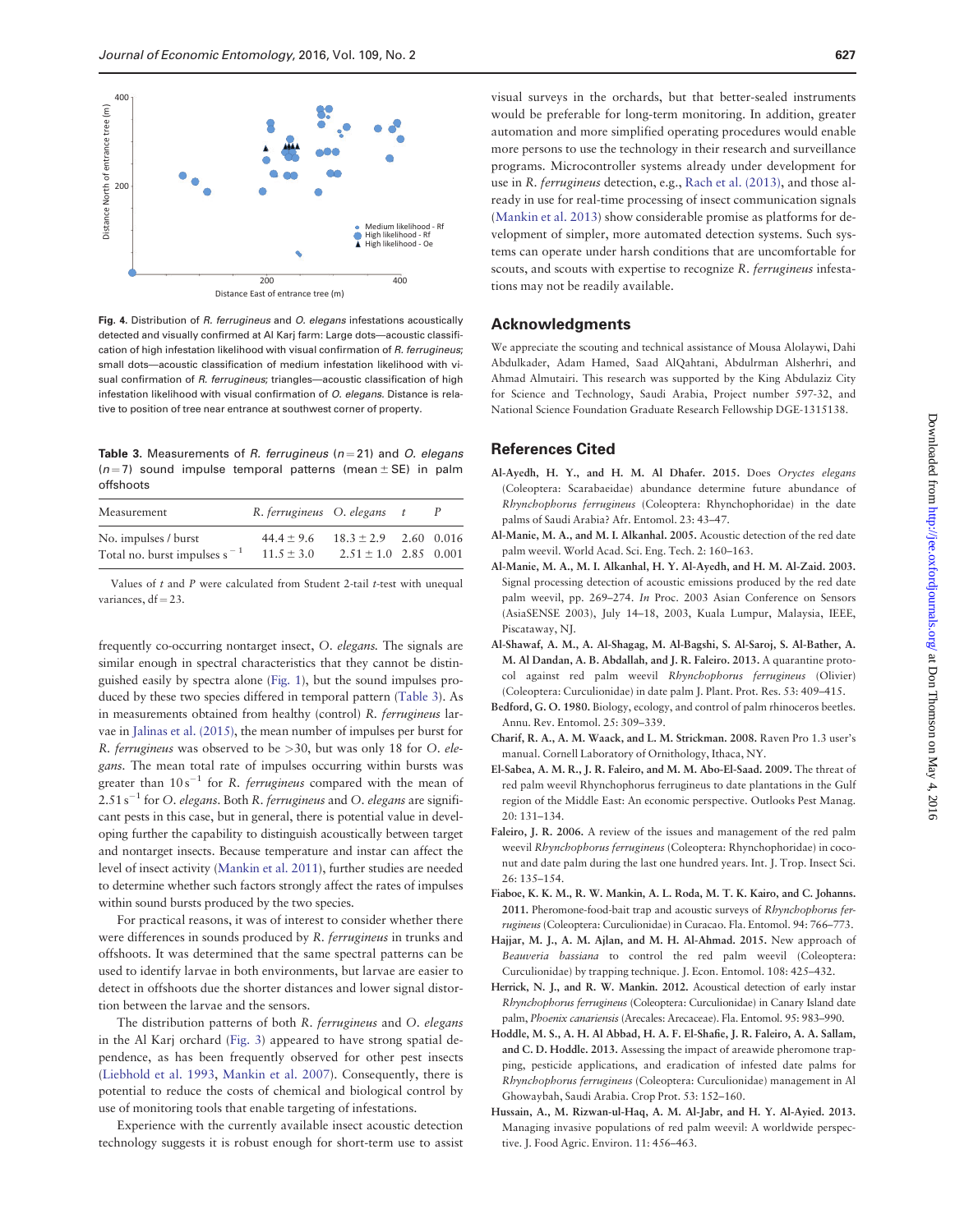Fig. 4. Distribution of *R. ferrugineus* and *O. elegans* infestations acoustically detected and visually confirmed at Al Karj farm: Large dots—acoustic classification of high infestation likelihood with visual confirmation of *R. ferrugineus*; small dots—acoustic classification of medium infestation likelihood with visual confirmation of *R. ferrugineus*; triangles—acoustic classification of high infestation likelihood with visual confirmation of *O. elegans*. Distance is relative to position of tree near entrance at southwest corner of property.

Table 3. Measurements of *R. ferrugineus* ($n = 21$) and *O. elegans* ($n = 7$) sound impulse temporal patterns (mean ± SE) in palm offshoots

| Measurement | *R. ferrugineus* | *O. elegans* | *t* | *P* |
|---|---|---|---|---|
| No. impulses / burst | 44.4 ± 9.6 | 18.3 ± 2.9 | 2.60 | 0.016 |
| Total no. burst impulses $s^{-1}$ | 11.5 ± 3.0 | 2.51 ± 1.0 | 2.85 | 0.001 |

Values of *t* and *P* were calculated from Student 2-tail *t*-test with unequal variances, df = 23.

frequently co-occurring nontarget insect, *O. elegans*. The signals are similar enough in spectral characteristics that they cannot be distinguished easily by spectra alone (Fig. 1), but the sound impulses produced by these two species differed in temporal pattern (Table 3). As in measurements obtained from healthy (control) *R. ferrugineus* larvae in Jalinas et al. (2015), the mean number of impulses per burst for *R. ferrugineus* was observed to be >30, but was only 18 for *O. elegans*. The mean total rate of impulses occurring within bursts was greater than $10\,s^{-1}$ for *R. ferrugineus* compared with the mean of $2.51\,s^{-1}$ for *O. elegans*. Both *R. ferrugineus* and *O. elegans* are significant pests in this case, but in general, there is potential value in developing further the capability to distinguish acoustically between target and nontarget insects. Because temperature and instar can affect the level of insect activity (Mankin et al. 2011), further studies are needed to determine whether such factors strongly affect the rates of impulses within sound bursts produced by the two species.

For practical reasons, it was of interest to consider whether there were differences in sounds produced by *R. ferrugineus* in trunks and offshoots. It was determined that the same spectral patterns can be used to identify larvae in both environments, but larvae are easier to detect in offshoots due the shorter distances and lower signal distortion between the larvae and the sensors.

The distribution patterns of both *R. ferrugineus* and *O. elegans* in the Al Karj orchard (Fig. 3) appeared to have strong spatial dependence, as has been frequently observed for other pest insects (Liebhold et al. 1993, Mankin et al. 2007). Consequently, there is potential to reduce the costs of chemical and biological control by use of monitoring tools that enable targeting of infestations.

Experience with the currently available insect acoustic detection technology suggests it is robust enough for short-term use to assist visual surveys in the orchards, but that better-sealed instruments would be preferable for long-term monitoring. In addition, greater automation and more simplified operating procedures would enable more persons to use the technology in their research and surveillance programs. Microcontroller systems already under development for use in *R. ferrugineus* detection, e.g., Rach et al. (2013), and those already in use for real-time processing of insect communication signals (Mankin et al. 2013) show considerable promise as platforms for development of simpler, more automated detection systems. Such systems can operate under harsh conditions that are uncomfortable for scouts, and scouts with expertise to recognize *R. ferrugineus* infestations may not be readily available.

## Acknowledgments

We appreciate the scouting and technical assistance of Mousa Alolaywi, Dahi Abdulkader, Adam Hamed, Saad AlQahtani, Abdulrman Alsherhri, and Ahmad Almutairi. This research was supported by the King Abdulaziz City for Science and Technology, Saudi Arabia, Project number 597-32, and National Science Foundation Graduate Research Fellowship DGE-1315138.

## References Cited

**Al-Ayedh, H. Y., and H. M. Al Dhafer. 2015.** Does *Oryctes elegans* (Coleoptera: Scarabaeidae) abundance determine future abundance of *Rhynchophorus ferrugineus* (Coleoptera: Rhynchophoridae) in the date palms of Saudi Arabia? Afr. Entomol. 23: 43–47.

**Al-Manie, M. A., and M. I. Alkanhal. 2005.** Acoustic detection of the red date palm weevil. World Acad. Sci. Eng. Tech. 2: 160–163.

**Al-Manie, M. A., M. I. Alkanhal, H. Y. Al-Ayedh, and H. M. Al-Zaid. 2003.** Signal processing detection of acoustic emissions produced by the red date palm weevil, pp. 269–274. *In* Proc. 2003 Asian Conference on Sensors (AsiaSENSE 2003), July 14–18, 2003, Kuala Lumpur, Malaysia, IEEE, Piscataway, NJ.

**Al-Shawaf, A. M., A. Al-Shagag, M. Al-Bagshi, S. Al-Saroj, S. Al-Bather, A. M. Al Dandan, A. B. Abdallah, and J. R. Faleiro. 2013.** A quarantine protocol against red palm weevil *Rhynchophorus ferrugineus* (Olivier) (Coleoptera: Curculionidae) in date palm J. Plant. Prot. Res. 53: 409–415.

**Bedford, G. O. 1980.** Biology, ecology, and control of palm rhinoceros beetles. Annu. Rev. Entomol. 25: 309–339.

**Charif, R. A., A. M. Waack, and L. M. Strickman. 2008.** Raven Pro 1.3 user's manual. Cornell Laboratory of Ornithology, Ithaca, NY.

**El-Sabea, A. M. R., J. R. Faleiro, and M. M. Abo-El-Saad. 2009.** The threat of red palm weevil Rhynchophorus ferrugineus to date plantations in the Gulf region of the Middle East: An economic perspective. Outlooks Pest Manag. 20: 131–134.

**Faleiro, J. R. 2006.** A review of the issues and management of the red palm weevil *Rhynchophorus ferrugineus* (Coleoptera: Rhynchophoridae) in coconut and date palm during the last one hundred years. Int. J. Trop. Insect Sci. 26: 135–154.

**Fiaboe, K. K. M., R. W. Mankin, A. L. Roda, M. T. K. Kairo, and C. Johanns. 2011.** Pheromone-food-bait trap and acoustic surveys of *Rhynchophorus ferrugineus* (Coleoptera: Curculionidae) in Curacao. Fla. Entomol. 94: 766–773.

**Hajjar, M. J., A. M. Ajlan, and M. H. Al-Ahmad. 2015.** New approach of *Beauveria bassiana* to control the red palm weevil (Coleoptera: Curculionidae) by trapping technique. J. Econ. Entomol. 108: 425–432.

**Herrick, N. J., and R. W. Mankin. 2012.** Acoustical detection of early instar *Rhynchophorus ferrugineus* (Coleoptera: Curculionidae) in Canary Island date palm, *Phoenix canariensis* (Arecales: Arecaceae). Fla. Entomol. 95: 983–990.

**Hoddle, M. S., A. H. Al Abbad, H. A. F. El-Shafie, J. R. Faleiro, A. A. Sallam, and C. D. Hoddle. 2013.** Assessing the impact of areawide pheromone trapping, pesticide applications, and eradication of infested date palms for *Rhynchophorus ferrugineus* (Coleoptera: Curculionidae) management in Al Ghowaybah, Saudi Arabia. Crop Prot. 53: 152–160.

**Hussain, A., M. Rizwan-ul-Haq, A. M. Al-Jabr, and H. Y. Al-Ayied. 2013.** Managing invasive populations of red palm weevil: A worldwide perspective. J. Food Agric. Environ. 11: 456–463.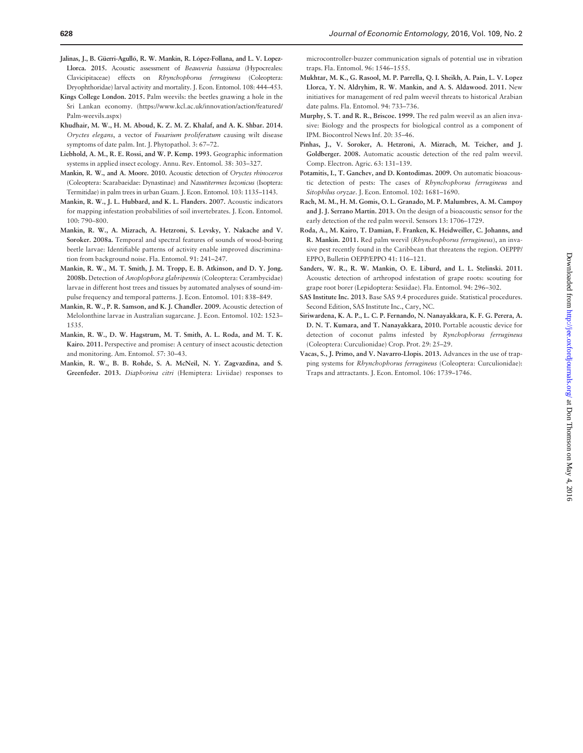**Jalinas, J., B. Güerri-Agulló, R. W. Mankin, R. López-Follana, and L. V. Lopez-Llorca. 2015.** Acoustic assessment of *Beauveria bassiana* (Hypocreales: Clavicipitaceae) effects on *Rhynchophorus ferrugineus* (Coleoptera: Dryophthoridae) larval activity and mortality. J. Econ. Entomol. 108: 444–453.

**Kings College London. 2015.** Palm weevils: the beetles gnawing a hole in the Sri Lankan economy. (https://www.kcl.ac.uk/innovation/action/featured/Palm-weevils.aspx)

**Khudhair, M. W., H. M. Aboud, K. Z. M. Z. Khalaf, and A. K. Shbar. 2014.** *Oryctes elegans*, a vector of *Fusarium proliferatum* causing wilt disease symptoms of date palm. Int. J. Phytopathol. 3: 67–72.

**Liebhold, A. M., R. E. Rossi, and W. P. Kemp. 1993.** Geographic information systems in applied insect ecology. Annu. Rev. Entomol. 38: 303–327.

**Mankin, R. W., and A. Moore. 2010.** Acoustic detection of *Oryctes rhinoceros* (Coleoptera: Scarabaeidae: Dynastinae) and *Nasutitermes luzonicus* (Isoptera: Termitidae) in palm trees in urban Guam. J. Econ. Entomol. 103: 1135–1143.

**Mankin, R. W., J. L. Hubbard, and K. L. Flanders. 2007.** Acoustic indicators for mapping infestation probabilities of soil invertebrates. J. Econ. Entomol. 100: 790–800.

**Mankin, R. W., A. Mizrach, A. Hetzroni, S. Levsky, Y. Nakache and V. Soroker. 2008a.** Temporal and spectral features of sounds of wood-boring beetle larvae: Identifiable patterns of activity enable improved discrimination from background noise. Fla. Entomol. 91: 241–247.

**Mankin, R. W., M. T. Smith, J. M. Tropp, E. B. Atkinson, and D. Y. Jong. 2008b.** Detection of *Anoplophora glabripennis* (Coleoptera: Cerambycidae) larvae in different host trees and tissues by automated analyses of sound-impulse frequency and temporal patterns. J. Econ. Entomol. 101: 838–849.

**Mankin, R. W., P. R. Samson, and K. J. Chandler. 2009.** Acoustic detection of Melolonthine larvae in Australian sugarcane. J. Econ. Entomol. 102: 1523–1535.

**Mankin, R. W., D. W. Hagstrum, M. T. Smith, A. L. Roda, and M. T. K. Kairo. 2011.** Perspective and promise: A century of insect acoustic detection and monitoring. Am. Entomol. 57: 30–43.

**Mankin, R. W., B. B. Rohde, S. A. McNeil, N. Y. Zagvazdina, and S. Greenfeder. 2013.** *Diaphorina citri* (Hemiptera: Liviidae) responses to microcontroller-buzzer communication signals of potential use in vibration traps. Fla. Entomol. 96: 1546–1555.

**Mukhtar, M. K., G. Rasool, M. P. Parrella, Q. I. Sheikh, A. Pain, L. V. Lopez Llorca, Y. N. Aldryhim, R. W. Mankin, and A. S. Aldawood. 2011.** New initiatives for management of red palm weevil threats to historical Arabian date palms. Fla. Entomol. 94: 733–736.

**Murphy, S. T. and R. R., Briscoe. 1999.** The red palm weevil as an alien invasive: Biology and the prospects for biological control as a component of IPM. Biocontrol News Inf. 20: 35–46.

**Pinhas, J., V. Soroker, A. Hetzroni, A. Mizrach, M. Teicher, and J. Goldberger. 2008.** Automatic acoustic detection of the red palm weevil. Comp. Electron. Agric. 63: 131–139.

**Potamitis, I., T. Ganchev, and D. Kontodimas. 2009.** On automatic bioacoustic detection of pests: The cases of *Rhynchophorus ferrugineus* and *Sitophilus oryzae*. J. Econ. Entomol. 102: 1681–1690.

**Rach, M. M., H. M. Gomis, O. L. Granado, M. P. Malumbres, A. M. Campoy and J. J. Serrano Martín. 2013.** On the design of a bioacoustic sensor for the early detection of the red palm weevil. Sensors 13: 1706–1729.

**Roda, A., M. Kairo, T. Damian, F. Franken, K. Heidweiller, C. Johanns, and R. Mankin. 2011.** Red palm weevil (*Rhynchophorus ferrugineus*), an invasive pest recently found in the Caribbean that threatens the region. OEPPP/EPPO, Bulletin OEPP/EPPO 41: 116–121.

**Sanders, W. R., R. W. Mankin, O. E. Liburd, and L. L. Stelinski. 2011.** Acoustic detection of arthropod infestation of grape roots: scouting for grape root borer (Lepidoptera: Sesiidae). Fla. Entomol. 94: 296–302.

**SAS Institute Inc. 2013.** Base SAS 9.4 procedures guide. Statistical procedures. Second Edition, SAS Institute Inc., Cary, NC.

**Siriwardena, K. A. P., L. C. P. Fernando, N. Nanayakkara, K. F. G. Perera, A. D. N. T. Kumara, and T. Nanayakkara, 2010.** Portable acoustic device for detection of coconut palms infested by *Rynchophorus ferrugineus* (Coleoptera: Curculionidae) Crop. Prot. 29: 25–29.

**Vacas, S., J. Primo, and V. Navarro-Llopis. 2013.** Advances in the use of trapping systems for *Rhynchophorus ferrugineus* (Coleoptera: Curculionidae): Traps and attractants. J. Econ. Entomol. 106: 1739–1746.